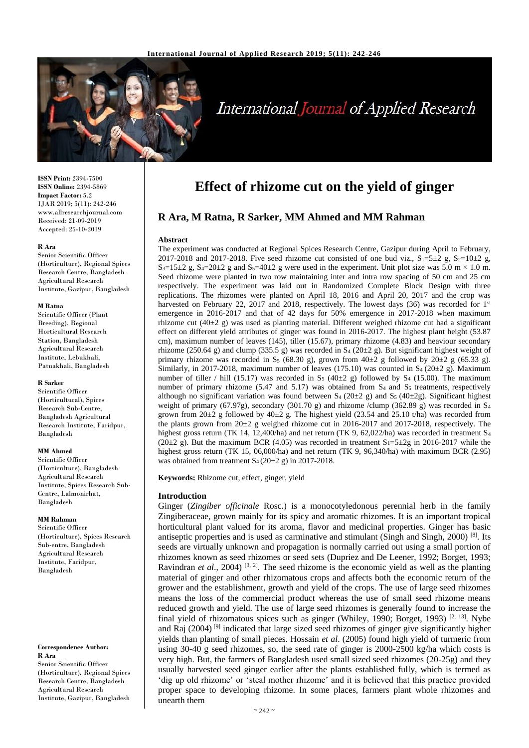# Effect of rhizome cut on the yield of ginger

## R Ara, M Ratna, R Sarker, MM Ahmed and MM Rahman

**ISSN Print:** 2394-7500
**ISSN Online:** 2394-5869
**Impact Factor:** 5.2
IJAR 2019; 5(11): 242-246
www.allresearchjournal.com
Received: 21-09-2019
Accepted: 25-10-2019

**R Ara**
Senior Scientific Officer (Horticulture), Regional Spices Research Centre, Bangladesh Agricultural Research Institute, Gazipur, Bangladesh

**M Ratna**
Scientific Officer (Plant Breeding), Regional Horticultural Research Station, Bangladesh Agricultural Research Institute, Lebukhali, Patuakhali, Bangladesh

**R Sarker**
Scientific Officer (Horticultural), Spices Research Sub-Centre, Bangladesh Agricultural Research Institute, Faridpur, Bangladesh

**MM Ahmed**
Scientific Officer (Horticulture), Bangladesh Agricultural Research Institute, Spices Research Sub-Centre, Lalmonirhat, Bangladesh

**MM Rahman**
Scientific Officer (Horticulture), Spices Research Sub-entre, Bangladesh Agricultural Research Institute, Faridpur, Bangladesh

**Correspondence Author:**
**R Ara**
Senior Scientific Officer (Horticulture), Regional Spices Research Centre, Bangladesh Agricultural Research Institute, Gazipur, Bangladesh

### Abstract

The experiment was conducted at Regional Spices Research Centre, Gazipur during April to February, 2017-2018 and 2017-2018. Five seed rhizome cut consisted of one bud viz., $S_1$=5±2 g, $S_2$=10±2 g, $S_3$=15±2 g, $S_4$=20±2 g and $S_5$=40±2 g were used in the experiment. Unit plot size was 5.0 m × 1.0 m. Seed rhizome were planted in two row maintaining inter and intra row spacing of 50 cm and 25 cm respectively. The experiment was laid out in Randomized Complete Block Design with three replications. The rhizomes were planted on April 18, 2016 and April 20, 2017 and the crop was harvested on February 22, 2017 and 2018, respectively. The lowest days (36) was recorded for 1st emergence in 2016-2017 and that of 42 days for 50% emergence in 2017-2018 when maximum rhizome cut (40±2 g) was used as planting material. Different weighed rhizome cut had a significant effect on different yield attributes of ginger was found in 2016-2017. The highest plant height (53.87 cm), maximum number of leaves (145), tiller (15.67), primary rhizome (4.83) and heaviour secondary rhizome (250.64 g) and clump (335.5 g) was recorded in $S_4$ (20±2 g). But significant highest weight of primary rhizome was recorded in $S_5$ (68.30 g), grown from 40±2 g followed by 20±2 g (65.33 g). Similarly, in 2017-2018, maximum number of leaves (175.10) was counted in $S_4$ (20±2 g). Maximum number of tiller / hill (15.17) was recorded in $S_5$ (40±2 g) followed by $S_4$ (15.00). The maximum number of primary rhizome (5.47 and 5.17) was obtained from $S_4$ and $S_5$ treatments, respectively although no significant variation was found between $S_4$ (20±2 g) and $S_5$ (40±2g). Significant highest weight of primary (67.97g), secondary (301.70 g) and rhizome /clump (362.89 g) was recorded in $S_4$ grown from 20±2 g followed by 40±2 g. The highest yield (23.54 and 25.10 t/ha) was recorded from the plants grown from 20±2 g weighed rhizome cut in 2016-2017 and 2017-2018, respectively. The highest gross return (TK 14, 12,400/ha) and net return (TK 9, 62,022/ha) was recorded in treatment $S_4$ (20±2 g). But the maximum BCR (4.05) was recorded in treatment $S_1$=5±2g in 2016-2017 while the highest gross return (TK 15, 06,000/ha) and net return (TK 9, 96,340/ha) with maximum BCR (2.95) was obtained from treatment $S_4$ (20±2 g) in 2017-2018.

**Keywords:** Rhizome cut, effect, ginger, yield

### Introduction

Ginger (*Zingiber officinale* Rosc.) is a monocotyledonous perennial herb in the family Zingiberaceae, grown mainly for its spicy and aromatic rhizomes. It is an important tropical horticultural plant valued for its aroma, flavor and medicinal properties. Ginger has basic antiseptic properties and is used as carminative and stimulant (Singh and Singh, 2000) [8]. Its seeds are virtually unknown and propagation is normally carried out using a small portion of rhizomes known as seed rhizomes or seed sets (Dupriez and De Leener, 1992; Borget, 1993; Ravindran *et al*., 2004) [3, 2]. The seed rhizome is the economic yield as well as the planting material of ginger and other rhizomatous crops and affects both the economic return of the grower and the establishment, growth and yield of the crops. The use of large seed rhizomes means the loss of the commercial product whereas the use of small seed rhizome means reduced growth and yield. The use of large seed rhizomes is generally found to increase the final yield of rhizomatous spices such as ginger (Whiley, 1990; Borget, 1993) [2, 13]. Nybe and Raj (2004) [9] indicated that large sized seed rhizomes of ginger give significantly higher yields than planting of small pieces. Hossain *et al*. (2005) found high yield of turmeric from using 30-40 g seed rhizomes, so, the seed rate of ginger is 2000-2500 kg/ha which costs is very high. But, the farmers of Bangladesh used small sized seed rhizomes (20-25g) and they usually harvested seed ginger earlier after the plants established fully, which is termed as 'dig up old rhizome' or 'steal mother rhizome' and it is believed that this practice provided proper space to developing rhizome. In some places, farmers plant whole rhizomes and unearth them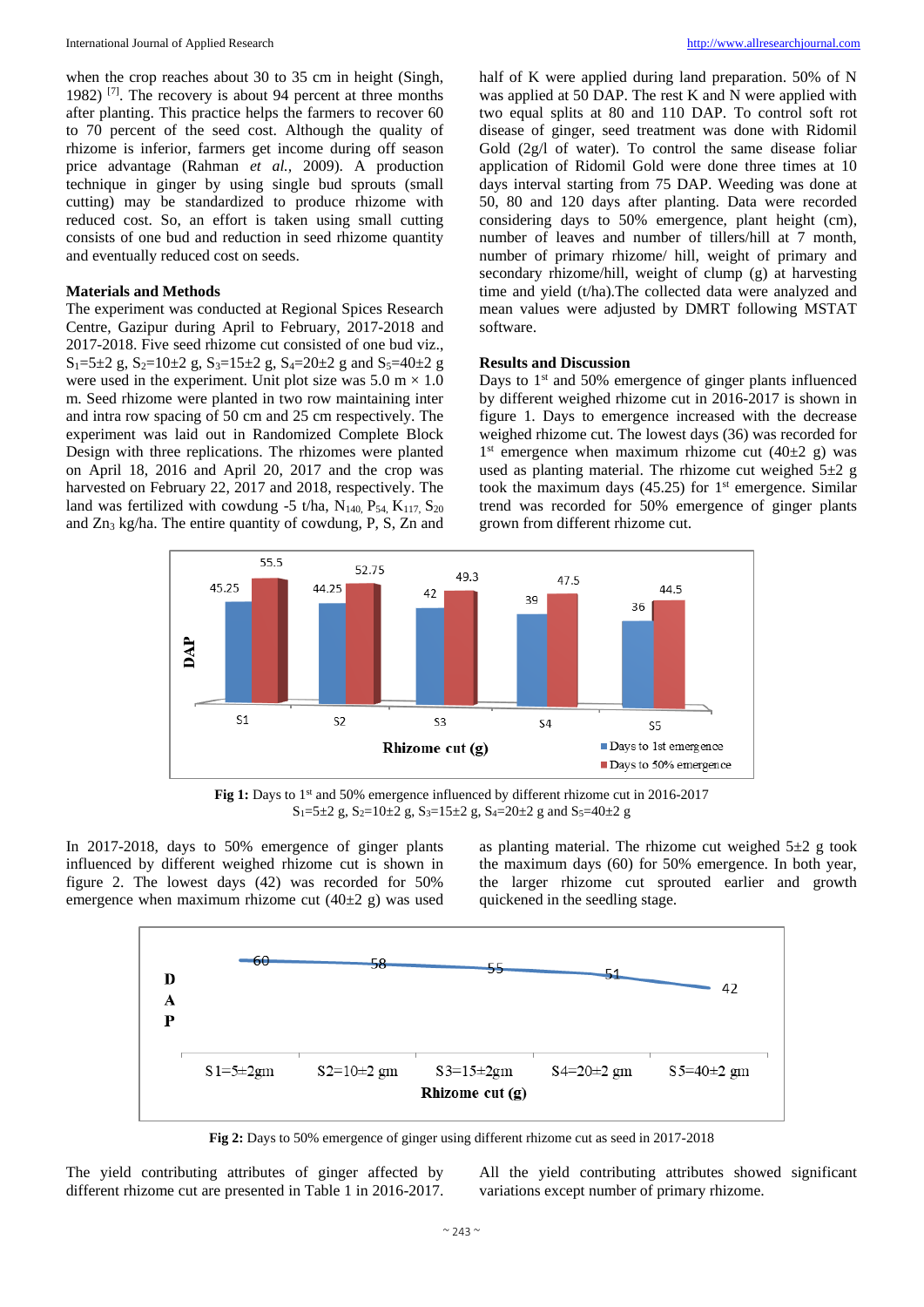when the crop reaches about 30 to 35 cm in height (Singh, 1982) [7]. The recovery is about 94 percent at three months after planting. This practice helps the farmers to recover 60 to 70 percent of the seed cost. Although the quality of rhizome is inferior, farmers get income during off season price advantage (Rahman *et al.,* 2009). A production technique in ginger by using single bud sprouts (small cutting) may be standardized to produce rhizome with reduced cost. So, an effort is taken using small cutting consists of one bud and reduction in seed rhizome quantity and eventually reduced cost on seeds.

### Materials and Methods

The experiment was conducted at Regional Spices Research Centre, Gazipur during April to February, 2017-2018 and 2017-2018. Five seed rhizome cut consisted of one bud viz., $S_1$=5±2 g, $S_2$=10±2 g, $S_3$=15±2 g, $S_4$=20±2 g and $S_5$=40±2 g were used in the experiment. Unit plot size was 5.0 m × 1.0 m. Seed rhizome were planted in two row maintaining inter and intra row spacing of 50 cm and 25 cm respectively. The experiment was laid out in Randomized Complete Block Design with three replications. The rhizomes were planted on April 18, 2016 and April 20, 2017 and the crop was harvested on February 22, 2017 and 2018, respectively. The land was fertilized with cowdung -5 t/ha, $N_{140}$, $P_{54}$, $K_{117}$, $S_{20}$ and $Zn_3$ kg/ha. The entire quantity of cowdung, P, S, Zn and half of K were applied during land preparation. 50% of N was applied at 50 DAP. The rest K and N were applied with two equal splits at 80 and 110 DAP. To control soft rot disease of ginger, seed treatment was done with Ridomil Gold (2g/l of water). To control the same disease foliar application of Ridomil Gold were done three times at 10 days interval starting from 75 DAP. Weeding was done at 50, 80 and 120 days after planting. Data were recorded considering days to 50% emergence, plant height (cm), number of leaves and number of tillers/hill at 7 month, number of primary rhizome/ hill, weight of primary and secondary rhizome/hill, weight of clump (g) at harvesting time and yield (t/ha).The collected data were analyzed and mean values were adjusted by DMRT following MSTAT software.

### Results and Discussion

Days to 1st and 50% emergence of ginger plants influenced by different weighed rhizome cut in 2016-2017 is shown in figure 1. Days to emergence increased with the decrease weighed rhizome cut. The lowest days (36) was recorded for 1st emergence when maximum rhizome cut (40±2 g) was used as planting material. The rhizome cut weighed 5±2 g took the maximum days (45.25) for 1st emergence. Similar trend was recorded for 50% emergence of ginger plants grown from different rhizome cut.

**Fig 1:** Days to 1st and 50% emergence influenced by different rhizome cut in 2016-2017
$S_1$=5±2 g, $S_2$=10±2 g, $S_3$=15±2 g, $S_4$=20±2 g and $S_5$=40±2 g

In 2017-2018, days to 50% emergence of ginger plants influenced by different weighed rhizome cut is shown in figure 2. The lowest days (42) was recorded for 50% emergence when maximum rhizome cut (40±2 g) was used as planting material. The rhizome cut weighed 5±2 g took the maximum days (60) for 50% emergence. In both year, the larger rhizome cut sprouted earlier and growth quickened in the seedling stage.

**Fig 2:** Days to 50% emergence of ginger using different rhizome cut as seed in 2017-2018

The yield contributing attributes of ginger affected by different rhizome cut are presented in Table 1 in 2016-2017. All the yield contributing attributes showed significant variations except number of primary rhizome.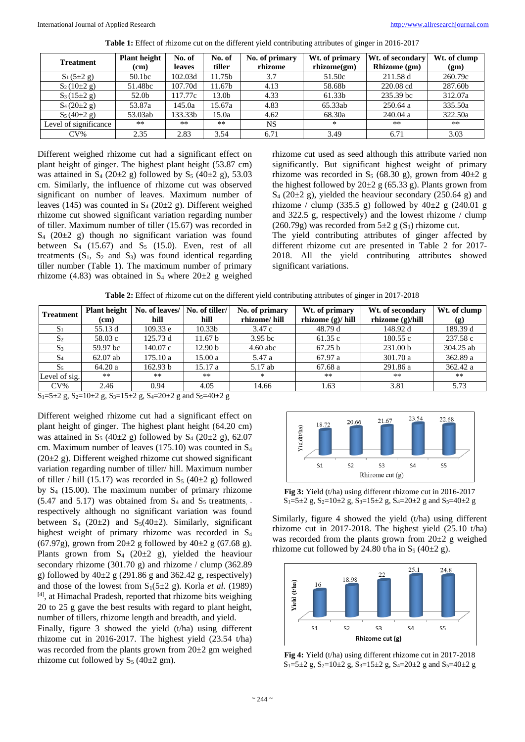**Table 1:** Effect of rhizome cut on the different yield contributing attributes of ginger in 2016-2017

| Treatment | Plant height (cm) | No. of leaves | No. of tiller | No. of primary rhizome | Wt. of primary rhizome(gm) | Wt. of secondary Rhizome (gm) | Wt. of clump (gm) |
|---|---|---|---|---|---|---|---|
| $S_1$ (5±2 g) | 50.1bc | 102.03d | 11.75b | 3.7 | 51.50c | 211.58 d | 260.79c |
| $S_2$ (10±2 g) | 51.48bc | 107.70d | 11.67b | 4.13 | 58.68b | 220.08 cd | 287.60b |
| $S_3$ (15±2 g) | 52.0b | 117.77c | 13.0b | 4.33 | 61.33b | 235.39 bc | 312.07a |
| $S_4$ (20±2 g) | 53.87a | 145.0a | 15.67a | 4.83 | 65.33ab | 250.64 a | 335.50a |
| $S_5$ (40±2 g) | 53.03ab | 133.33b | 15.0a | 4.62 | 68.30a | 240.04 a | 322.50a |
| Level of significance | ** | ** | ** | NS | * | ** | ** |
| CV% | 2.35 | 2.83 | 3.54 | 6.71 | 3.49 | 6.71 | 3.03 |

Different weighed rhizome cut had a significant effect on plant height of ginger. The highest plant height (53.87 cm) was attained in $S_4$ (20±2 g) followed by $S_5$ (40±2 g), 53.03 cm. Similarly, the influence of rhizome cut was observed significant on number of leaves. Maximum number of leaves (145) was counted in $S_4$ (20±2 g). Different weighed rhizome cut showed significant variation regarding number of tiller. Maximum number of tiller (15.67) was recorded in $S_4$ (20±2 g) though no significant variation was found between $S_4$ (15.67) and $S_5$ (15.0). Even, rest of all treatments ($S_1$, $S_2$ and $S_3$) was found identical regarding tiller number (Table 1). The maximum number of primary rhizome (4.83) was obtained in $S_4$ where 20±2 g weighed rhizome cut used as seed although this attribute varied non significantly. But significant highest weight of primary rhizome was recorded in $S_5$ (68.30 g), grown from 40±2 g the highest followed by 20±2 g (65.33 g). Plants grown from $S_4$ (20±2 g), yielded the heaviour secondary (250.64 g) and rhizome / clump (335.5 g) followed by 40±2 g (240.01 g and 322.5 g, respectively) and the lowest rhizome / clump (260.79g) was recorded from 5±2 g ($S_1$) rhizome cut.

The yield contributing attributes of ginger affected by different rhizome cut are presented in Table 2 for 2017-2018. All the yield contributing attributes showed significant variations.

**Table 2:** Effect of rhizome cut on the different yield contributing attributes of ginger in 2017-2018

| Treatment | Plant height (cm) | No. of leaves/ hill | No. of tiller/ hill | No. of primary rhizome/ hill | Wt. of primary rhizome (g)/ hill | Wt. of secondary rhizome (g)/hill | Wt. of clump (g) |
|---|---|---|---|---|---|---|---|
| $S_1$ | 55.13 d | 109.33 e | 10.33b | 3.47 c | 48.79 d | 148.92 d | 189.39 d |
| $S_2$ | 58.03 c | 125.73 d | 11.67 b | 3.95 bc | 61.35 c | 180.55 c | 237.58 c |
| $S_3$ | 59.97 bc | 140.07 c | 12.90 b | 4.60 abc | 67.25 b | 231.00 b | 304.25 ab |
| $S_4$ | 62.07 ab | 175.10 a | 15.00 a | 5.47 a | 67.97 a | 301.70 a | 362.89 a |
| $S_5$ | 64.20 a | 162.93 b | 15.17 a | 5.17 ab | 67.68 a | 291.86 a | 362.42 a |
| Level of sig. | ** | ** | ** | * | ** | ** | ** |
| CV% | 2.46 | 0.94 | 4.05 | 14.66 | 1.63 | 3.81 | 5.73 |

$S_1$=5±2 g, $S_2$=10±2 g, $S_3$=15±2 g, $S_4$=20±2 g and $S_5$=40±2 g

Different weighed rhizome cut had a significant effect on plant height of ginger. The highest plant height (64.20 cm) was attained in $S_5$ (40±2 g) followed by $S_4$ (20±2 g), 62.07 cm. Maximum number of leaves (175.10) was counted in $S_4$ (20±2 g). Different weighed rhizome cut showed significant variation regarding number of tiller/ hill. Maximum number of tiller / hill (15.17) was recorded in $S_5$ (40±2 g) followed by $S_4$ (15.00). The maximum number of primary rhizome (5.47 and 5.17) was obtained from $S_4$ and $S_5$ treatments, respectively although no significant variation was found between $S_4$ (20±2) and $S_5$(40±2). Similarly, significant highest weight of primary rhizome was recorded in $S_4$ (67.97g), grown from 20±2 g followed by 40±2 g (67.68 g). Plants grown from $S_4$ (20±2 g), yielded the heaviour secondary rhizome (301.70 g) and rhizome / clump (362.89 g) followed by 40±2 g (291.86 g and 362.42 g, respectively) and those of the lowest from $S_1$(5±2 g). Korla *et al*. (1989) [4], at Himachal Pradesh, reported that rhizome bits weighing 20 to 25 g gave the best results with regard to plant height, number of tillers, rhizome length and breadth, and yield.

Finally, figure 3 showed the yield (t/ha) using different rhizome cut in 2016-2017. The highest yield (23.54 t/ha) was recorded from the plants grown from 20±2 gm weighed rhizome cut followed by $S_5$ (40±2 gm).

**Fig 3:** Yield (t/ha) using different rhizome cut in 2016-2017 $S_1$=5±2 g, $S_2$=10±2 g, $S_3$=15±2 g, $S_4$=20±2 g and $S_5$=40±2 g

Similarly, figure 4 showed the yield (t/ha) using different rhizome cut in 2017-2018. The highest yield (25.10 t/ha) was recorded from the plants grown from 20±2 g weighed rhizome cut followed by 24.80 t/ha in $S_5$ (40±2 g).

**Fig 4:** Yield (t/ha) using different rhizome cut in 2017-2018 $S_1$=5±2 g, $S_2$=10±2 g, $S_3$=15±2 g, $S_4$=20±2 g and $S_5$=40±2 g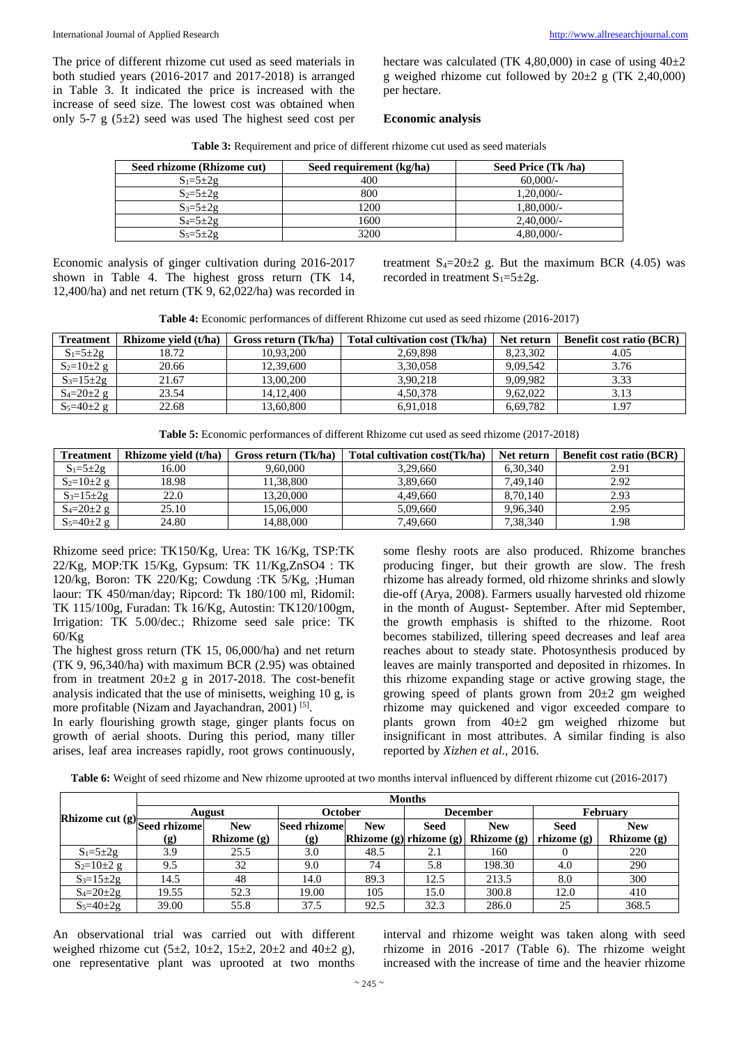The price of different rhizome cut used as seed materials in both studied years (2016-2017 and 2017-2018) is arranged in Table 3. It indicated the price is increased with the increase of seed size. The lowest cost was obtained when only 5-7 g (5±2) seed was used The highest seed cost per hectare was calculated (TK 4,80,000) in case of using 40±2 g weighed rhizome cut followed by 20±2 g (TK 2,40,000) per hectare.

**Economic analysis**

**Table 3:** Requirement and price of different rhizome cut used as seed materials

| Seed rhizome (Rhizome cut) | Seed requirement (kg/ha) | Seed Price (Tk /ha) |
|---|---|---|
| $S_1$=5±2g | 400 | 60,000/- |
| $S_2$=5±2g | 800 | 1,20,000/- |
| $S_3$=5±2g | 1200 | 1,80,000/- |
| $S_4$=5±2g | 1600 | 2,40,000/- |
| $S_5$=5±2g | 3200 | 4,80,000/- |

Economic analysis of ginger cultivation during 2016-2017 shown in Table 4. The highest gross return (TK 14, 12,400/ha) and net return (TK 9, 62,022/ha) was recorded in treatment $S_4$=20±2 g. But the maximum BCR (4.05) was recorded in treatment $S_1$=5±2g.

**Table 4:** Economic performances of different Rhizome cut used as seed rhizome (2016-2017)

| Treatment | Rhizome yield (t/ha) | Gross return (Tk/ha) | Total cultivation cost (Tk/ha) | Net return | Benefit cost ratio (BCR) |
|---|---|---|---|---|---|
| $S_1$=5±2g | 18.72 | 10,93,200 | 2,69,898 | 8,23,302 | 4.05 |
| $S_2$=10±2 g | 20.66 | 12,39,600 | 3,30,058 | 9,09,542 | 3.76 |
| $S_3$=15±2g | 21.67 | 13,00,200 | 3,90,218 | 9,09,982 | 3.33 |
| $S_4$=20±2 g | 23.54 | 14,12,400 | 4,50,378 | 9,62,022 | 3.13 |
| $S_5$=40±2 g | 22.68 | 13,60,800 | 6,91,018 | 6,69,782 | 1.97 |

**Table 5:** Economic performances of different Rhizome cut used as seed rhizome (2017-2018)

| Treatment | Rhizome yield (t/ha) | Gross return (Tk/ha) | Total cultivation cost(Tk/ha) | Net return | Benefit cost ratio (BCR) |
|---|---|---|---|---|---|
| $S_1$=5±2g | 16.00 | 9,60,000 | 3,29,660 | 6,30,340 | 2.91 |
| $S_2$=10±2 g | 18.98 | 11,38,800 | 3,89,660 | 7,49,140 | 2.92 |
| $S_3$=15±2g | 22.0 | 13,20,000 | 4,49,660 | 8,70,140 | 2.93 |
| $S_4$=20±2 g | 25.10 | 15,06,000 | 5,09,660 | 9,96,340 | 2.95 |
| $S_5$=40±2 g | 24.80 | 14,88,000 | 7,49,660 | 7,38,340 | 1.98 |

Rhizome seed price: TK150/Kg, Urea: TK 16/Kg, TSP:TK 22/Kg, MOP:TK 15/Kg, Gypsum: TK 11/Kg,ZnSO4 : TK 120/kg, Boron: TK 220/Kg; Cowdung :TK 5/Kg, ;Human laour: TK 450/man/day; Ripcord: Tk 180/100 ml, Ridomil: TK 115/100g, Furadan: Tk 16/Kg, Autostin: TK120/100gm, Irrigation: TK 5.00/dec.; Rhizome seed sale price: TK 60/Kg

The highest gross return (TK 15, 06,000/ha) and net return (TK 9, 96,340/ha) with maximum BCR (2.95) was obtained from in treatment 20±2 g in 2017-2018. The cost-benefit analysis indicated that the use of minisetts, weighing 10 g, is more profitable (Nizam and Jayachandran, 2001) [5].

In early flourishing growth stage, ginger plants focus on growth of aerial shoots. During this period, many tiller arises, leaf area increases rapidly, root grows continuously, some fleshy roots are also produced. Rhizome branches producing finger, but their growth are slow. The fresh rhizome has already formed, old rhizome shrinks and slowly die-off (Arya, 2008). Farmers usually harvested old rhizome in the month of August- September. After mid September, the growth emphasis is shifted to the rhizome. Root becomes stabilized, tillering speed decreases and leaf area reaches about to steady state. Photosynthesis produced by leaves are mainly transported and deposited in rhizomes. In this rhizome expanding stage or active growing stage, the growing speed of plants grown from 20±2 gm weighed rhizome may quickened and vigor exceeded compare to plants grown from 40±2 gm weighed rhizome but insignificant in most attributes. A similar finding is also reported by *Xizhen et al.,* 2016.

**Table 6:** Weight of seed rhizome and New rhizome uprooted at two months interval influenced by different rhizome cut (2016-2017)

| Rhizome cut (g) | Months | | | | | | | |
|---|---|---|---|---|---|---|---|---|
| | August | | October | | December | | February | |
| | Seed rhizome (g) | New Rhizome (g) | Seed rhizome (g) | New Rhizome (g) | Seed rhizome (g) | New Rhizome (g) | Seed rhizome (g) | New Rhizome (g) |
| $S_1$=5±2g | 3.9 | 25.5 | 3.0 | 48.5 | 2.1 | 160 | 0 | 220 |
| $S_2$=10±2 g | 9.5 | 32 | 9.0 | 74 | 5.8 | 198.30 | 4.0 | 290 |
| $S_3$=15±2g | 14.5 | 48 | 14.0 | 89.3 | 12.5 | 213.5 | 8.0 | 300 |
| $S_4$=20±2g | 19.55 | 52.3 | 19.00 | 105 | 15.0 | 300.8 | 12.0 | 410 |
| $S_5$=40±2g | 39.00 | 55.8 | 37.5 | 92.5 | 32.3 | 286.0 | 25 | 368.5 |

An observational trial was carried out with different weighed rhizome cut (5±2, 10±2, 15±2, 20±2 and 40±2 g), one representative plant was uprooted at two months interval and rhizome weight was taken along with seed rhizome in 2016 -2017 (Table 6). The rhizome weight increased with the increase of time and the heavier rhizome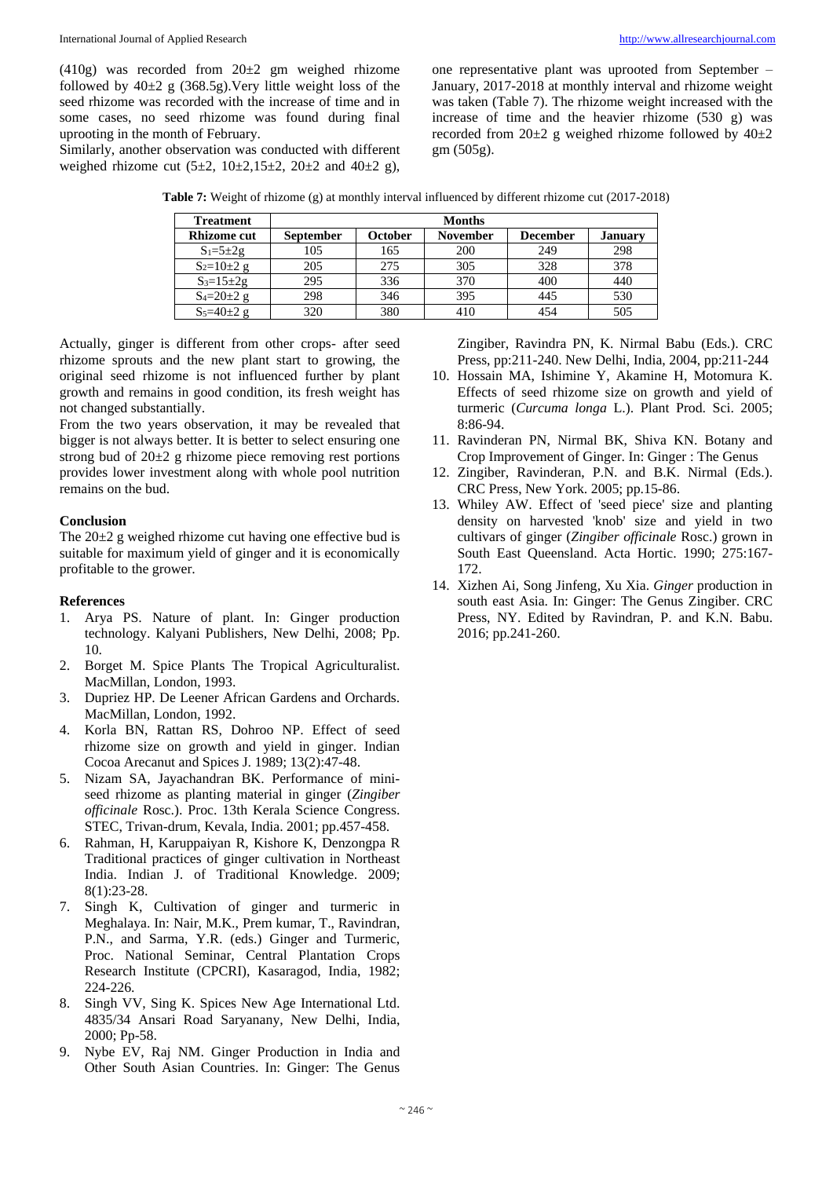(410g) was recorded from 20±2 gm weighed rhizome followed by 40±2 g (368.5g).Very little weight loss of the seed rhizome was recorded with the increase of time and in some cases, no seed rhizome was found during final uprooting in the month of February.

Similarly, another observation was conducted with different weighed rhizome cut (5±2, 10±2,15±2, 20±2 and 40±2 g), one representative plant was uprooted from September – January, 2017-2018 at monthly interval and rhizome weight was taken (Table 7). The rhizome weight increased with the increase of time and the heavier rhizome (530 g) was recorded from 20±2 g weighed rhizome followed by 40±2 gm (505g).

**Table 7:** Weight of rhizome (g) at monthly interval influenced by different rhizome cut (2017-2018)

| Treatment | Months | | | | |
|---|---|---|---|---|---|
| Rhizome cut | September | October | November | December | January |
| $S_1$=5±2g | 105 | 165 | 200 | 249 | 298 |
| $S_2$=10±2 g | 205 | 275 | 305 | 328 | 378 |
| $S_3$=15±2g | 295 | 336 | 370 | 400 | 440 |
| $S_4$=20±2 g | 298 | 346 | 395 | 445 | 530 |
| $S_5$=40±2 g | 320 | 380 | 410 | 454 | 505 |

Actually, ginger is different from other crops- after seed rhizome sprouts and the new plant start to growing, the original seed rhizome is not influenced further by plant growth and remains in good condition, its fresh weight has not changed substantially.

From the two years observation, it may be revealed that bigger is not always better. It is better to select ensuring one strong bud of 20±2 g rhizome piece removing rest portions provides lower investment along with whole pool nutrition remains on the bud.

## Conclusion

The 20±2 g weighed rhizome cut having one effective bud is suitable for maximum yield of ginger and it is economically profitable to the grower.

## References

1. Arya PS. Nature of plant. In: Ginger production technology. Kalyani Publishers, New Delhi, 2008; Pp. 10.
2. Borget M. Spice Plants The Tropical Agriculturalist. MacMillan, London, 1993.
3. Dupriez HP. De Leener African Gardens and Orchards. MacMillan, London, 1992.
4. Korla BN, Rattan RS, Dohroo NP. Effect of seed rhizome size on growth and yield in ginger. Indian Cocoa Arecanut and Spices J. 1989; 13(2):47-48.
5. Nizam SA, Jayachandran BK. Performance of mini-seed rhizome as planting material in ginger (*Zingiber officinale* Rosc.). Proc. 13th Kerala Science Congress. STEC, Trivan-drum, Kevala, India. 2001; pp.457-458.
6. Rahman, H, Karuppaiyan R, Kishore K, Denzongpa R Traditional practices of ginger cultivation in Northeast India. Indian J. of Traditional Knowledge. 2009; 8(1):23-28.
7. Singh K, Cultivation of ginger and turmeric in Meghalaya. In: Nair, M.K., Prem kumar, T., Ravindran, P.N., and Sarma, Y.R. (eds.) Ginger and Turmeric, Proc. National Seminar, Central Plantation Crops Research Institute (CPCRI), Kasaragod, India, 1982; 224-226.
8. Singh VV, Sing K. Spices New Age International Ltd. 4835/34 Ansari Road Saryanany, New Delhi, India, 2000; Pp-58.
9. Nybe EV, Raj NM. Ginger Production in India and Other South Asian Countries. In: Ginger: The Genus Zingiber, Ravindra PN, K. Nirmal Babu (Eds.). CRC Press, pp:211-240. New Delhi, India, 2004, pp:211-244
10. Hossain MA, Ishimine Y, Akamine H, Motomura K. Effects of seed rhizome size on growth and yield of turmeric (*Curcuma longa* L.). Plant Prod. Sci. 2005; 8:86-94.
11. Ravinderan PN, Nirmal BK, Shiva KN. Botany and Crop Improvement of Ginger. In: Ginger : The Genus
12. Zingiber, Ravinderan, P.N. and B.K. Nirmal (Eds.). CRC Press, New York. 2005; pp.15-86.
13. Whiley AW. Effect of 'seed piece' size and planting density on harvested 'knob' size and yield in two cultivars of ginger (*Zingiber officinale* Rosc.) grown in South East Queensland. Acta Hortic. 1990; 275:167-172.
14. Xizhen Ai, Song Jinfeng, Xu Xia. *Ginger* production in south east Asia. In: Ginger: The Genus Zingiber. CRC Press, NY. Edited by Ravindran, P. and K.N. Babu. 2016; pp.241-260.